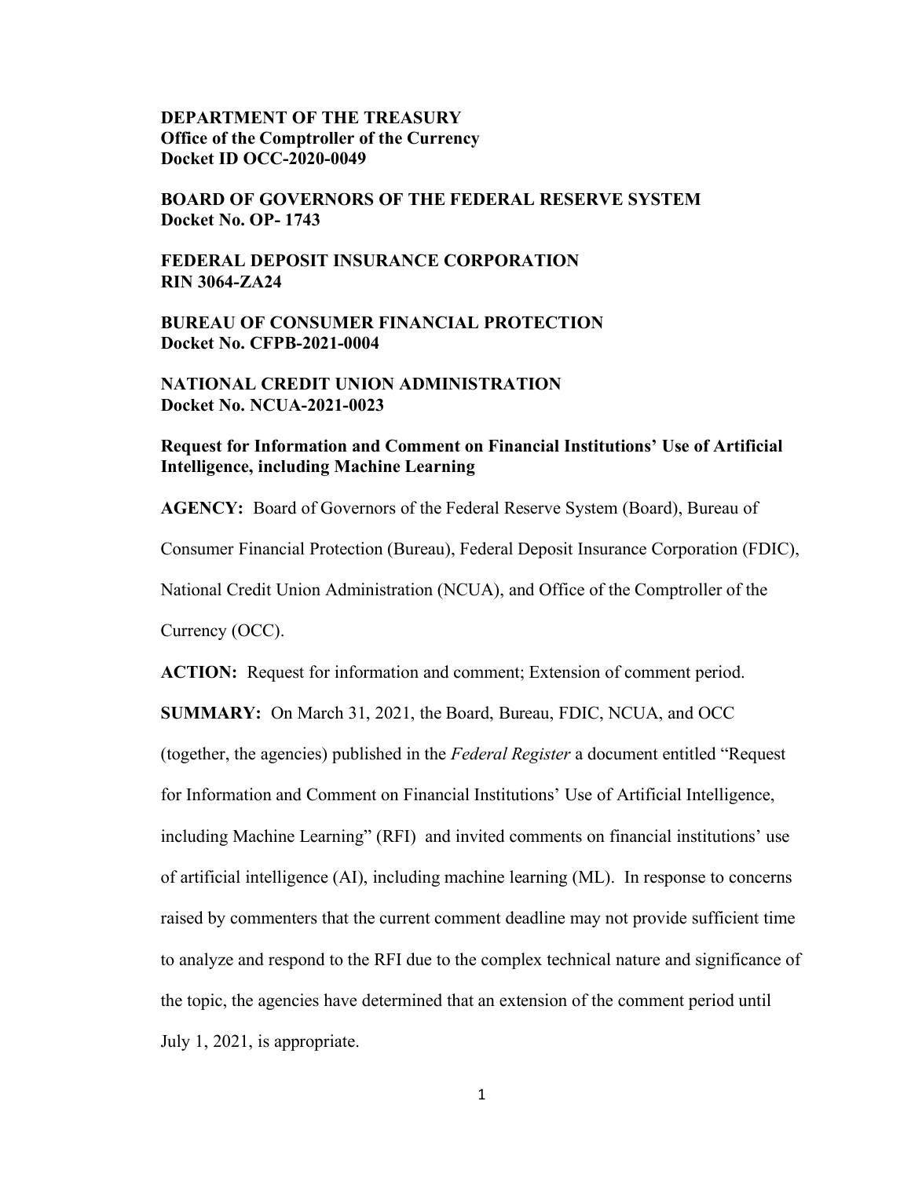**DEPARTMENT OF THE TREASURY**
**Office of the Comptroller of the Currency**
**Docket ID OCC-2020-0049**

**BOARD OF GOVERNORS OF THE FEDERAL RESERVE SYSTEM**
**Docket No. OP- 1743**

**FEDERAL DEPOSIT INSURANCE CORPORATION**
**RIN 3064-ZA24**

**BUREAU OF CONSUMER FINANCIAL PROTECTION**
**Docket No. CFPB-2021-0004**

**NATIONAL CREDIT UNION ADMINISTRATION**
**Docket No. NCUA-2021-0023**

**Request for Information and Comment on Financial Institutions' Use of Artificial Intelligence, including Machine Learning**

**AGENCY:** Board of Governors of the Federal Reserve System (Board), Bureau of Consumer Financial Protection (Bureau), Federal Deposit Insurance Corporation (FDIC), National Credit Union Administration (NCUA), and Office of the Comptroller of the Currency (OCC).

**ACTION:** Request for information and comment; Extension of comment period.

**SUMMARY:** On March 31, 2021, the Board, Bureau, FDIC, NCUA, and OCC (together, the agencies) published in the *Federal Register* a document entitled "Request for Information and Comment on Financial Institutions' Use of Artificial Intelligence, including Machine Learning" (RFI) and invited comments on financial institutions' use of artificial intelligence (AI), including machine learning (ML). In response to concerns raised by commenters that the current comment deadline may not provide sufficient time to analyze and respond to the RFI due to the complex technical nature and significance of the topic, the agencies have determined that an extension of the comment period until July 1, 2021, is appropriate.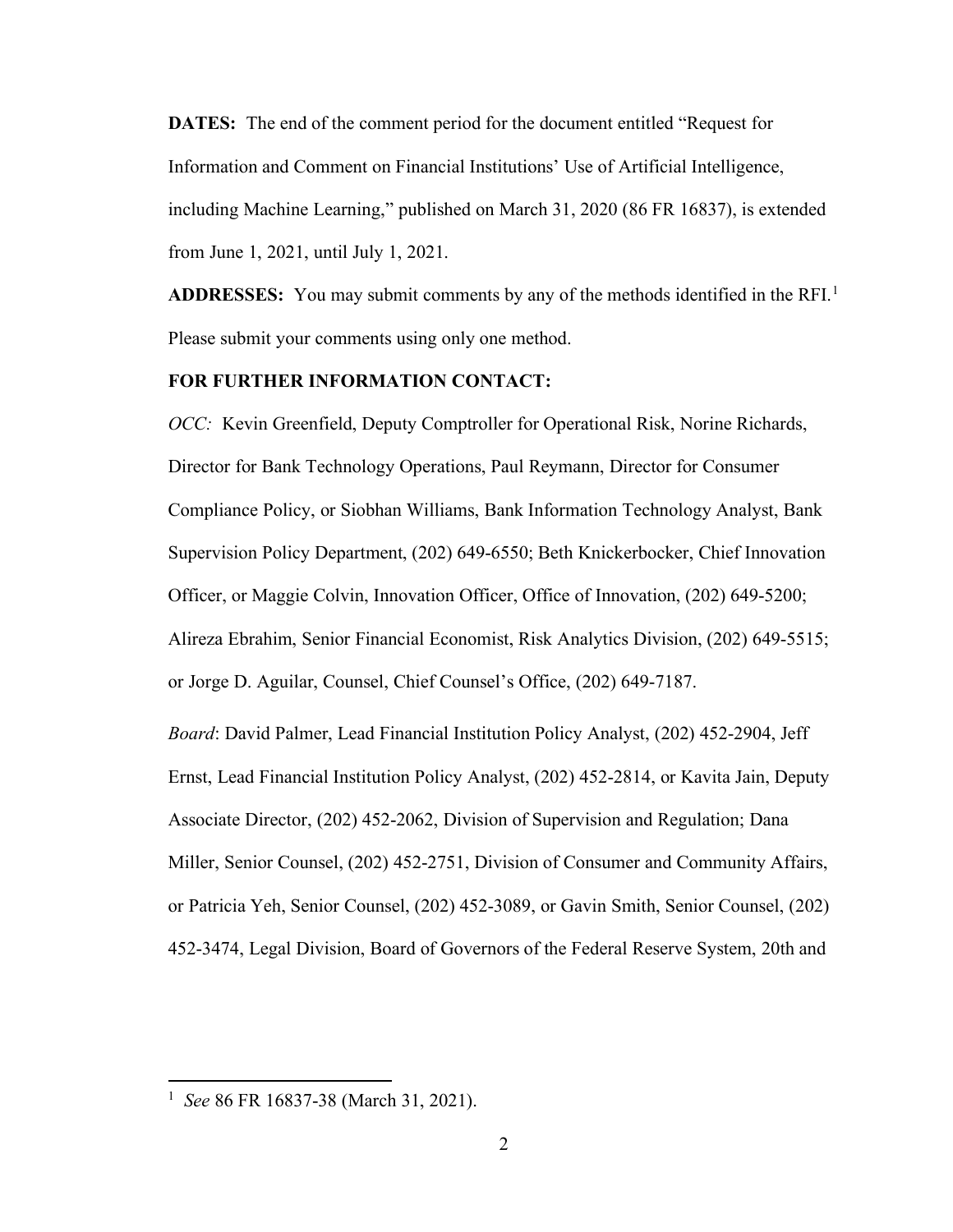**DATES:** The end of the comment period for the document entitled "Request for Information and Comment on Financial Institutions' Use of Artificial Intelligence, including Machine Learning," published on March 31, 2020 (86 FR 16837), is extended from June 1, 2021, until July 1, 2021.

**ADDRESSES:** You may submit comments by any of the methods identified in the RFI.[1] Please submit your comments using only one method.

**FOR FURTHER INFORMATION CONTACT:**

*OCC:* Kevin Greenfield, Deputy Comptroller for Operational Risk, Norine Richards, Director for Bank Technology Operations, Paul Reymann, Director for Consumer Compliance Policy, or Siobhan Williams, Bank Information Technology Analyst, Bank Supervision Policy Department, (202) 649-6550; Beth Knickerbocker, Chief Innovation Officer, or Maggie Colvin, Innovation Officer, Office of Innovation, (202) 649-5200; Alireza Ebrahim, Senior Financial Economist, Risk Analytics Division, (202) 649-5515; or Jorge D. Aguilar, Counsel, Chief Counsel's Office, (202) 649-7187.

*Board*: David Palmer, Lead Financial Institution Policy Analyst, (202) 452-2904, Jeff Ernst, Lead Financial Institution Policy Analyst, (202) 452-2814, or Kavita Jain, Deputy Associate Director, (202) 452-2062, Division of Supervision and Regulation; Dana Miller, Senior Counsel, (202) 452-2751, Division of Consumer and Community Affairs, or Patricia Yeh, Senior Counsel, (202) 452-3089, or Gavin Smith, Senior Counsel, (202) 452-3474, Legal Division, Board of Governors of the Federal Reserve System, 20th and

---

[1] *See* 86 FR 16837-38 (March 31, 2021).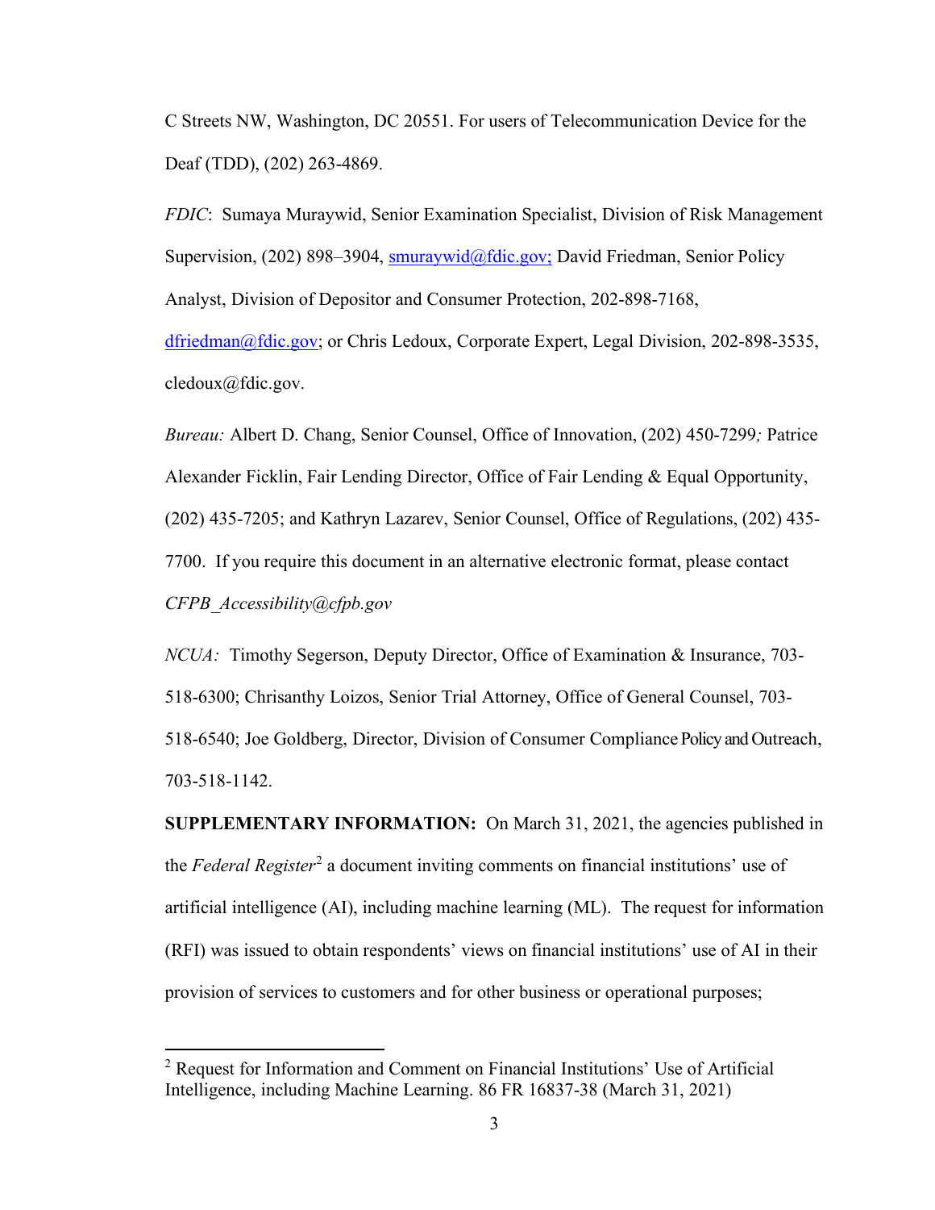C Streets NW, Washington, DC 20551. For users of Telecommunication Device for the Deaf (TDD), (202) 263-4869.

*FDIC*: Sumaya Muraywid, Senior Examination Specialist, Division of Risk Management Supervision, (202) 898–3904, smuraywid@fdic.gov; David Friedman, Senior Policy Analyst, Division of Depositor and Consumer Protection, 202-898-7168, dfriedman@fdic.gov; or Chris Ledoux, Corporate Expert, Legal Division, 202-898-3535, cledoux@fdic.gov.

*Bureau:* Albert D. Chang, Senior Counsel, Office of Innovation, (202) 450-7299*;* Patrice Alexander Ficklin, Fair Lending Director, Office of Fair Lending & Equal Opportunity, (202) 435-7205; and Kathryn Lazarev, Senior Counsel, Office of Regulations, (202) 435-7700. If you require this document in an alternative electronic format, please contact *CFPB_Accessibility@cfpb.gov*

*NCUA:* Timothy Segerson, Deputy Director, Office of Examination & Insurance, 703-518-6300; Chrisanthy Loizos, Senior Trial Attorney, Office of General Counsel, 703-518-6540; Joe Goldberg, Director, Division of Consumer Compliance Policy and Outreach, 703-518-1142.

**SUPPLEMENTARY INFORMATION:** On March 31, 2021, the agencies published in the *Federal Register*[2] a document inviting comments on financial institutions' use of artificial intelligence (AI), including machine learning (ML). The request for information (RFI) was issued to obtain respondents' views on financial institutions' use of AI in their provision of services to customers and for other business or operational purposes;

[2] Request for Information and Comment on Financial Institutions' Use of Artificial Intelligence, including Machine Learning. 86 FR 16837-38 (March 31, 2021)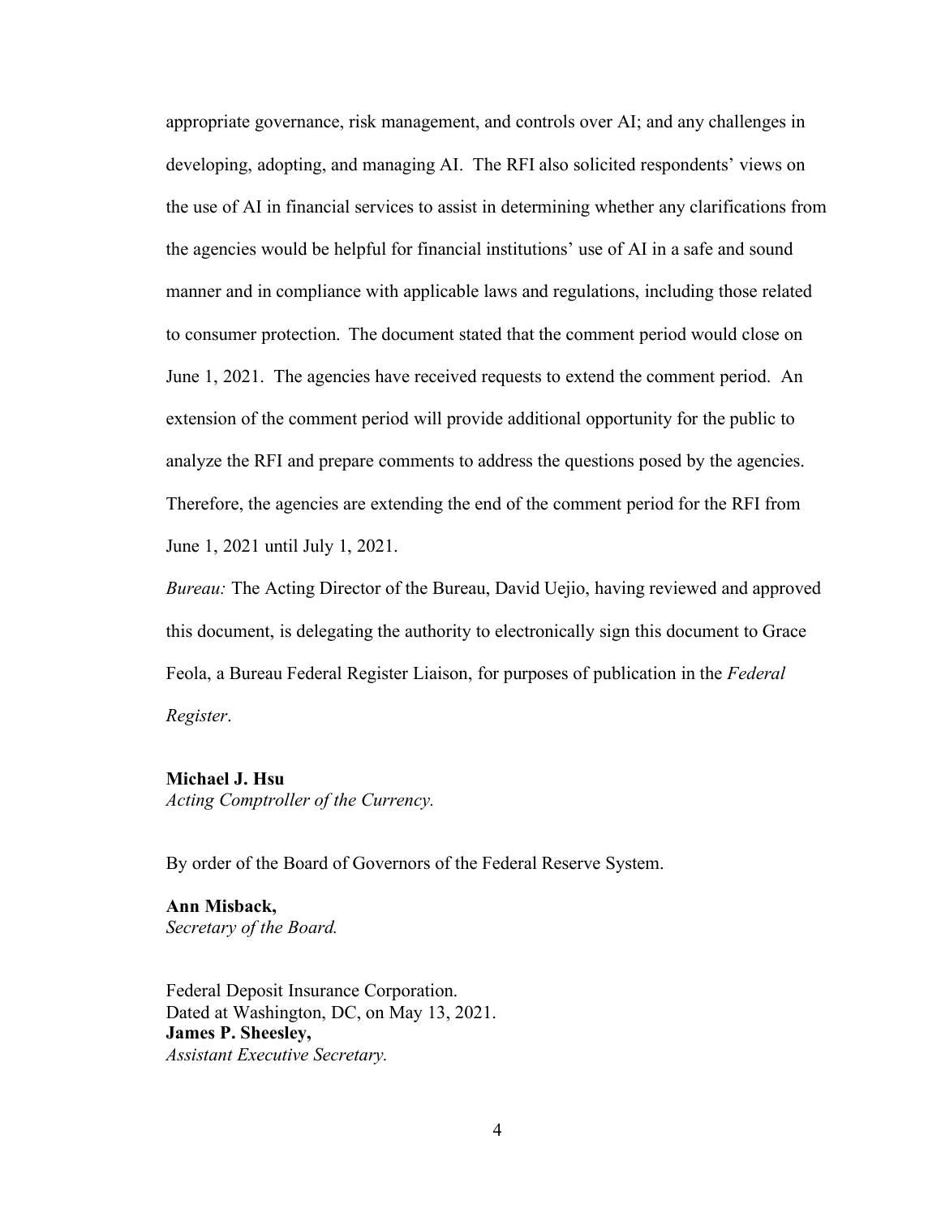appropriate governance, risk management, and controls over AI; and any challenges in developing, adopting, and managing AI. The RFI also solicited respondents' views on the use of AI in financial services to assist in determining whether any clarifications from the agencies would be helpful for financial institutions' use of AI in a safe and sound manner and in compliance with applicable laws and regulations, including those related to consumer protection. The document stated that the comment period would close on June 1, 2021. The agencies have received requests to extend the comment period. An extension of the comment period will provide additional opportunity for the public to analyze the RFI and prepare comments to address the questions posed by the agencies. Therefore, the agencies are extending the end of the comment period for the RFI from June 1, 2021 until July 1, 2021.

*Bureau:* The Acting Director of the Bureau, David Uejio, having reviewed and approved this document, is delegating the authority to electronically sign this document to Grace Feola, a Bureau Federal Register Liaison, for purposes of publication in the *Federal Register*.

**Michael J. Hsu**
*Acting Comptroller of the Currency.*

By order of the Board of Governors of the Federal Reserve System.

**Ann Misback,**
*Secretary of the Board.*

Federal Deposit Insurance Corporation.
Dated at Washington, DC, on May 13, 2021.
**James P. Sheesley,**
*Assistant Executive Secretary.*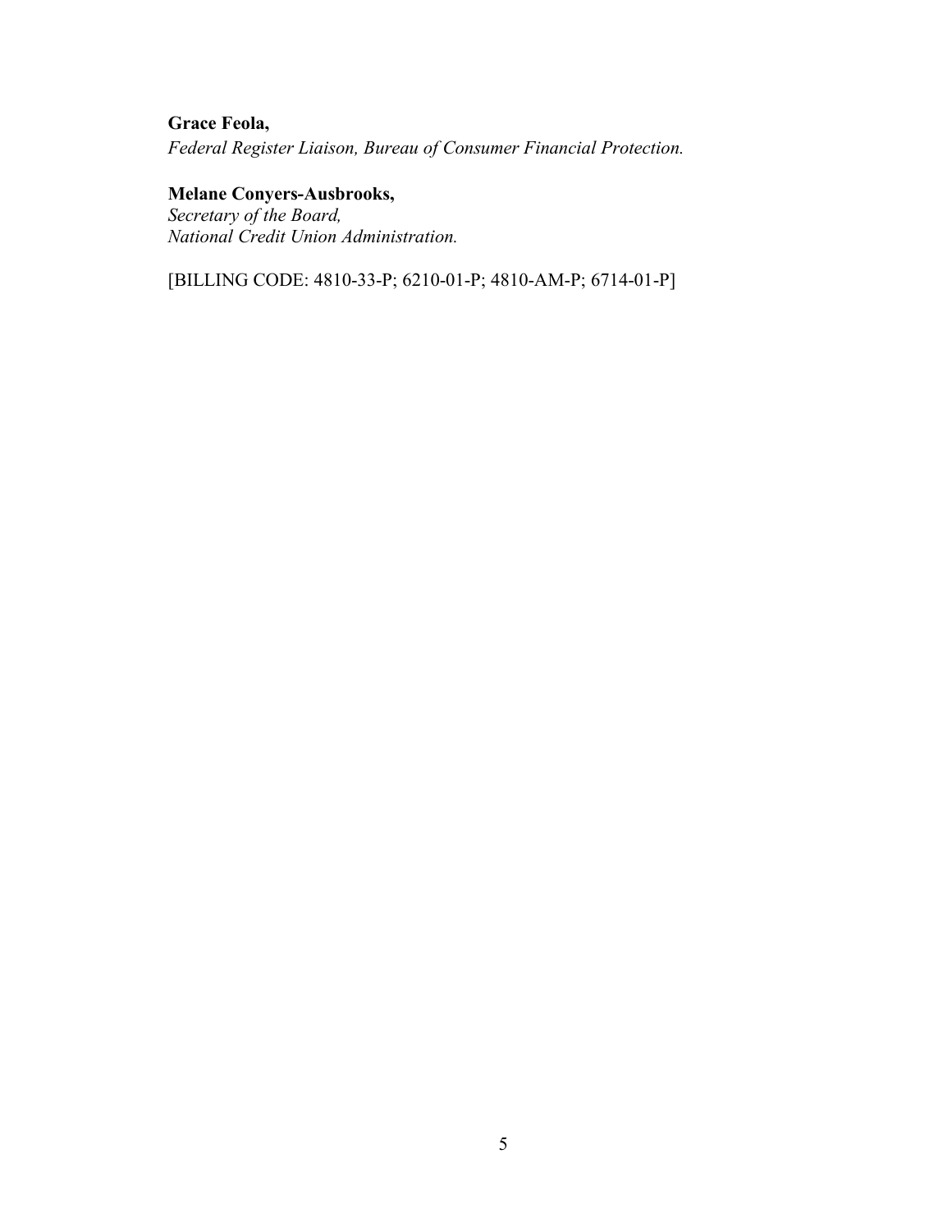**Grace Feola,**
*Federal Register Liaison, Bureau of Consumer Financial Protection.*

**Melane Conyers-Ausbrooks,**
*Secretary of the Board,*
*National Credit Union Administration.*

[BILLING CODE: 4810-33-P; 6210-01-P; 4810-AM-P; 6714-01-P]